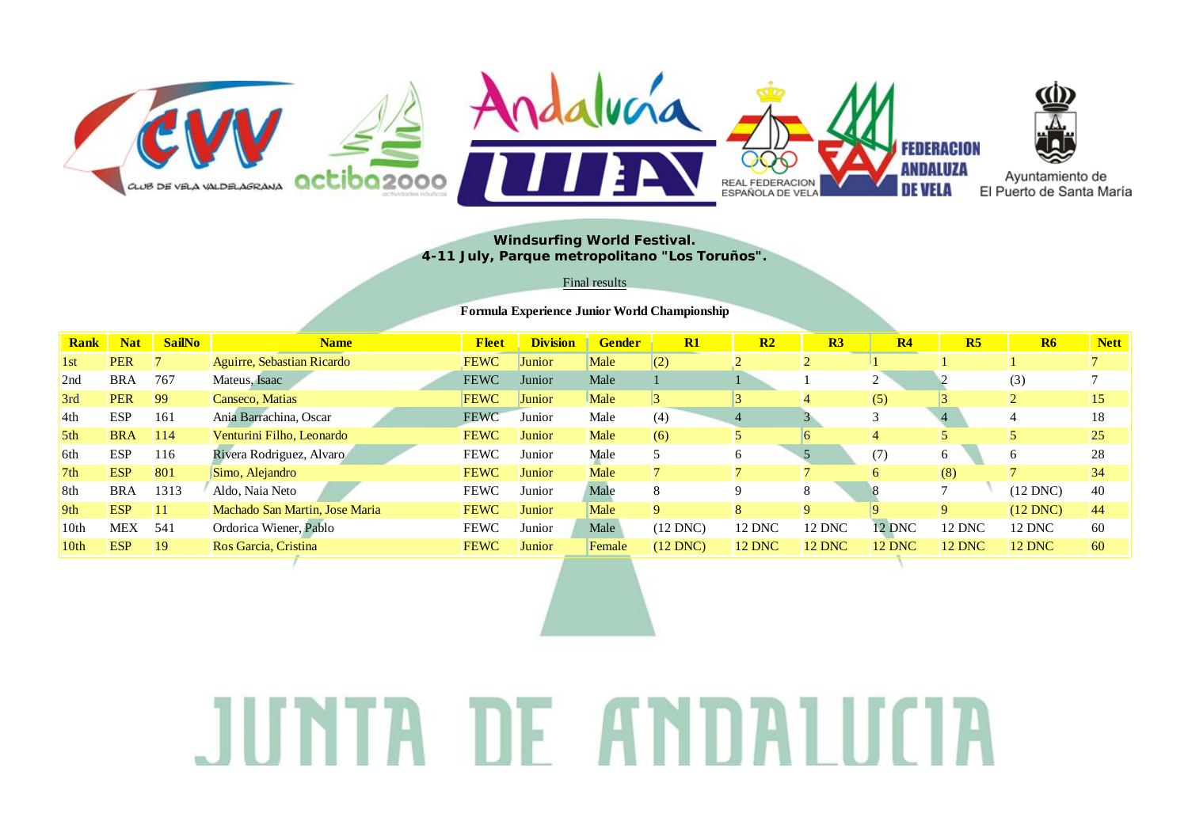**Windsurfing World Festival.**
**4-11 July, Parque metropolitano "Los Toruños".**

Final results

**Formula Experience Junior World Championship**

| Rank | Nat | SailNo | Name | Fleet | Division | Gender | R1 | R2 | R3 | R4 | R5 | R6 | Nett |
|---|---|---|---|---|---|---|---|---|---|---|---|---|---|
| 1st | PER | 7 | Aguirre, Sebastian Ricardo | FEWC | Junior | Male | (2) | 2 | 2 | 1 | 1 | 1 | 7 |
| 2nd | BRA | 767 | Mateus, Isaac | FEWC | Junior | Male | 1 | 1 | 1 | 2 | 2 | (3) | 7 |
| 3rd | PER | 99 | Canseco, Matias | FEWC | Junior | Male | 3 | 3 | 4 | (5) | 3 | 2 | 15 |
| 4th | ESP | 161 | Ania Barrachina, Oscar | FEWC | Junior | Male | (4) | 4 | 3 | 3 | 4 | 4 | 18 |
| 5th | BRA | 114 | Venturini Filho, Leonardo | FEWC | Junior | Male | (6) | 5 | 6 | 4 | 5 | 5 | 25 |
| 6th | ESP | 116 | Rivera Rodriguez, Alvaro | FEWC | Junior | Male | 5 | 6 | 5 | (7) | 6 | 6 | 28 |
| 7th | ESP | 801 | Simo, Alejandro | FEWC | Junior | Male | 7 | 7 | 7 | 6 | (8) | 7 | 34 |
| 8th | BRA | 1313 | Aldo, Naia Neto | FEWC | Junior | Male | 8 | 9 | 8 | 8 | 7 | (12 DNC) | 40 |
| 9th | ESP | 11 | Machado San Martin, Jose Maria | FEWC | Junior | Male | 9 | 8 | 9 | 9 | 9 | (12 DNC) | 44 |
| 10th | MEX | 541 | Ordorica Wiener, Pablo | FEWC | Junior | Male | (12 DNC) | 12 DNC | 12 DNC | 12 DNC | 12 DNC | 12 DNC | 60 |
| 10th | ESP | 19 | Ros Garcia, Cristina | FEWC | Junior | Female | (12 DNC) | 12 DNC | 12 DNC | 12 DNC | 12 DNC | 12 DNC | 60 |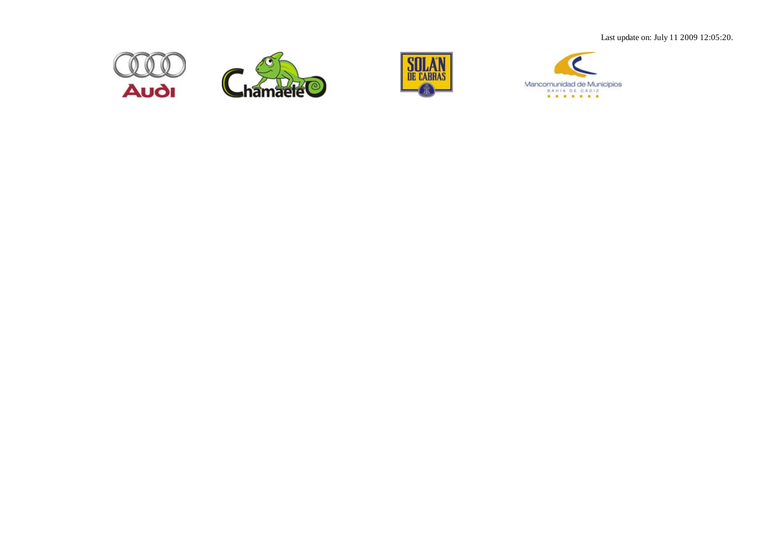Last update on: July 11 2009 12:05:20.